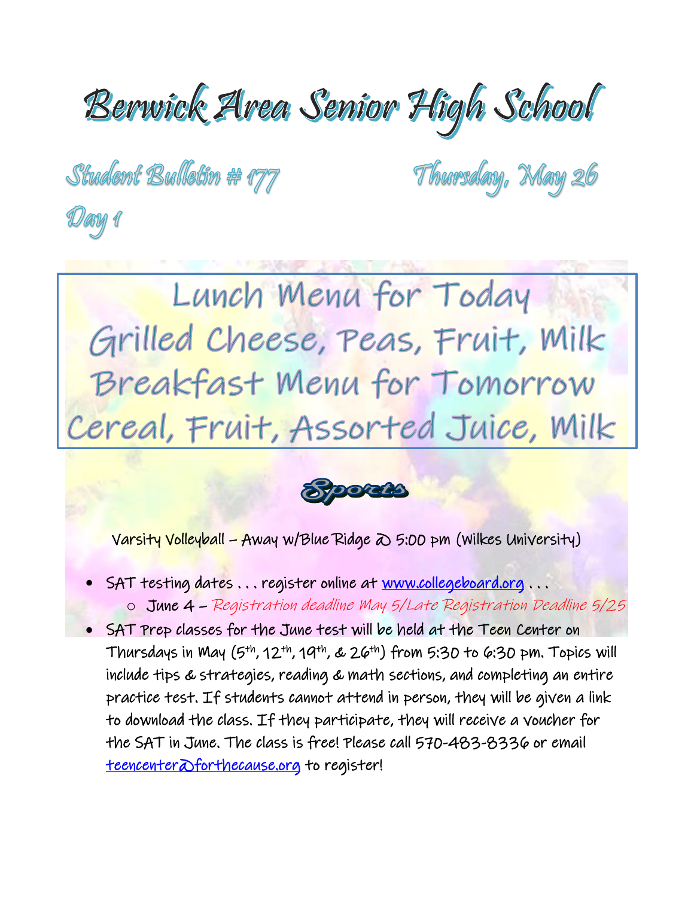# Berwick Area Senior High School

## Student Bulletin # 177 — Thursday, May 26

## Day 1

### Lunch Menu for Today

Grilled Cheese, Peas, Fruit, Milk

### Breakfast Menu for Tomorrow

Cereal, Fruit, Assorted Juice, Milk

## Sports

Varsity Volleyball – Away w/Blue Ridge @ 5:00 pm (Wilkes University)

- SAT testing dates . . . register online at www.collegeboard.org . . .
  - June 4 – *Registration deadline May 5/Late Registration Deadline 5/25*
- SAT Prep classes for the June test will be held at the Teen Center on Thursdays in May (5th, 12th, 19th, & 26th) from 5:30 to 6:30 pm. Topics will include tips & strategies, reading & math sections, and completing an entire practice test. If students cannot attend in person, they will be given a link to download the class. If they participate, they will receive a voucher for the SAT in June. The class is free! Please call 570-483-8336 or email teencenter@forthecause.org to register!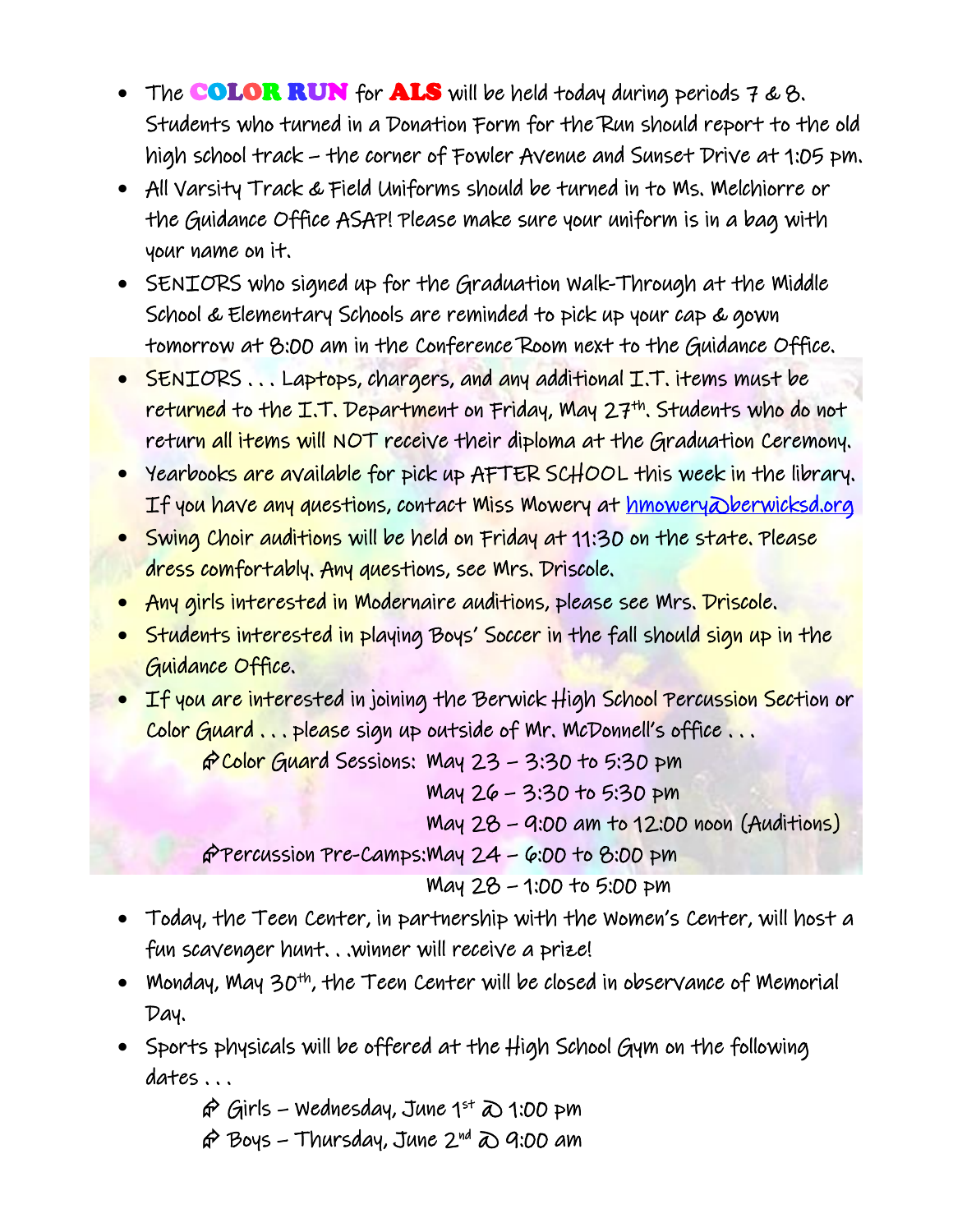- The **COLOR RUN** for **ALS** will be held today during periods 7 & 8. Students who turned in a Donation Form for the Run should report to the old high school track – the corner of Fowler Avenue and Sunset Drive at 1:05 pm.
- All Varsity Track & Field Uniforms should be turned in to Ms. Melchiorre or the Guidance Office ASAP! Please make sure your uniform is in a bag with your name on it.
- SENIORS who signed up for the Graduation Walk-Through at the Middle School & Elementary Schools are reminded to pick up your cap & gown tomorrow at 8:00 am in the Conference Room next to the Guidance Office.
- SENIORS . . . Laptops, chargers, and any additional I.T. items must be returned to the I.T. Department on Friday, May 27th. Students who do not return all items will NOT receive their diploma at the Graduation Ceremony.
- Yearbooks are available for pick up AFTER SCHOOL this week in the library. If you have any questions, contact Miss Mowery at hmowery@berwicksd.org
- Swing Choir auditions will be held on Friday at 11:30 on the state. Please dress comfortably. Any questions, see Mrs. Driscole.
- Any girls interested in Modernaire auditions, please see Mrs. Driscole.
- Students interested in playing Boys' Soccer in the fall should sign up in the Guidance Office.
- If you are interested in joining the Berwick High School Percussion Section or Color Guard . . . please sign up outside of Mr. McDonnell's office . . .
  - Color Guard Sessions: May 23 – 3:30 to 5:30 pm
    - May 26 – 3:30 to 5:30 pm
    - May 28 – 9:00 am to 12:00 noon (Auditions)
  - Percussion Pre-Camps: May 24 – 6:00 to 8:00 pm
    - May 28 – 1:00 to 5:00 pm
- Today, the Teen Center, in partnership with the Women's Center, will host a fun scavenger hunt. . .winner will receive a prize!
- Monday, May 30th, the Teen Center will be closed in observance of Memorial Day.
- Sports physicals will be offered at the High School Gym on the following dates . . .
  - Girls – Wednesday, June 1st @ 1:00 pm
  - Boys – Thursday, June 2nd @ 9:00 am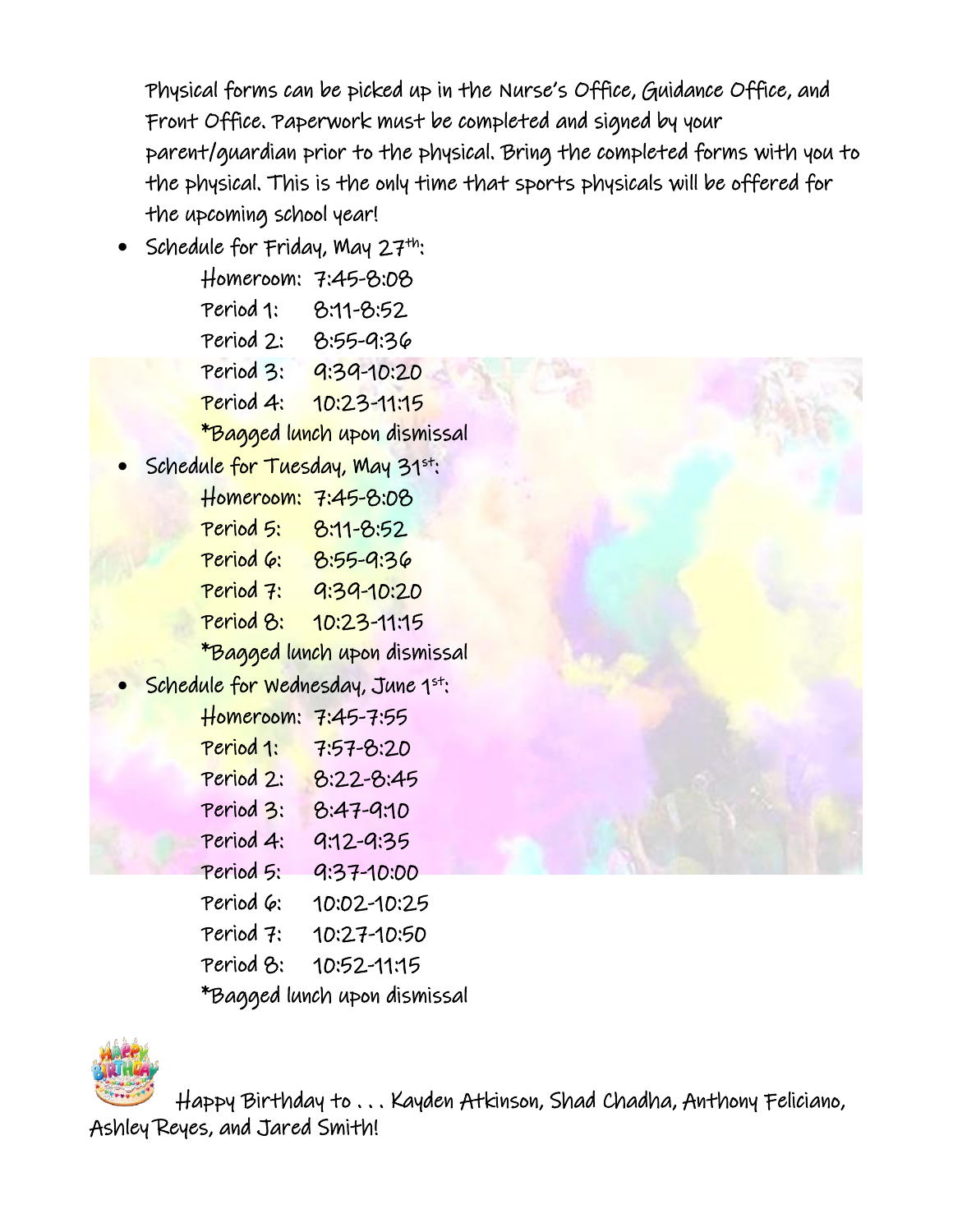Physical forms can be picked up in the Nurse's Office, Guidance Office, and Front Office. Paperwork must be completed and signed by your parent/guardian prior to the physical. Bring the completed forms with you to the physical. This is the only time that sports physicals will be offered for the upcoming school year!

- Schedule for Friday, May 27th:
  - Homeroom: 7:45-8:08
  - Period 1: 8:11-8:52
  - Period 2: 8:55-9:36
  - Period 3: 9:39-10:20
  - Period 4: 10:23-11:15
  - *Bagged lunch upon dismissal
- Schedule for Tuesday, May 31st:
  - Homeroom: 7:45-8:08
  - Period 5: 8:11-8:52
  - Period 6: 8:55-9:36
  - Period 7: 9:39-10:20
  - Period 8: 10:23-11:15
  - *Bagged lunch upon dismissal
- Schedule for Wednesday, June 1st:
  - Homeroom: 7:45-7:55
  - Period 1: 7:57-8:20
  - Period 2: 8:22-8:45
  - Period 3: 8:47-9:10
  - Period 4: 9:12-9:35
  - Period 5: 9:37-10:00
  - Period 6: 10:02-10:25
  - Period 7: 10:27-10:50
  - Period 8: 10:52-11:15
  - *Bagged lunch upon dismissal

Happy Birthday to . . . Kayden Atkinson, Shad Chadha, Anthony Feliciano, Ashley Reyes, and Jared Smith!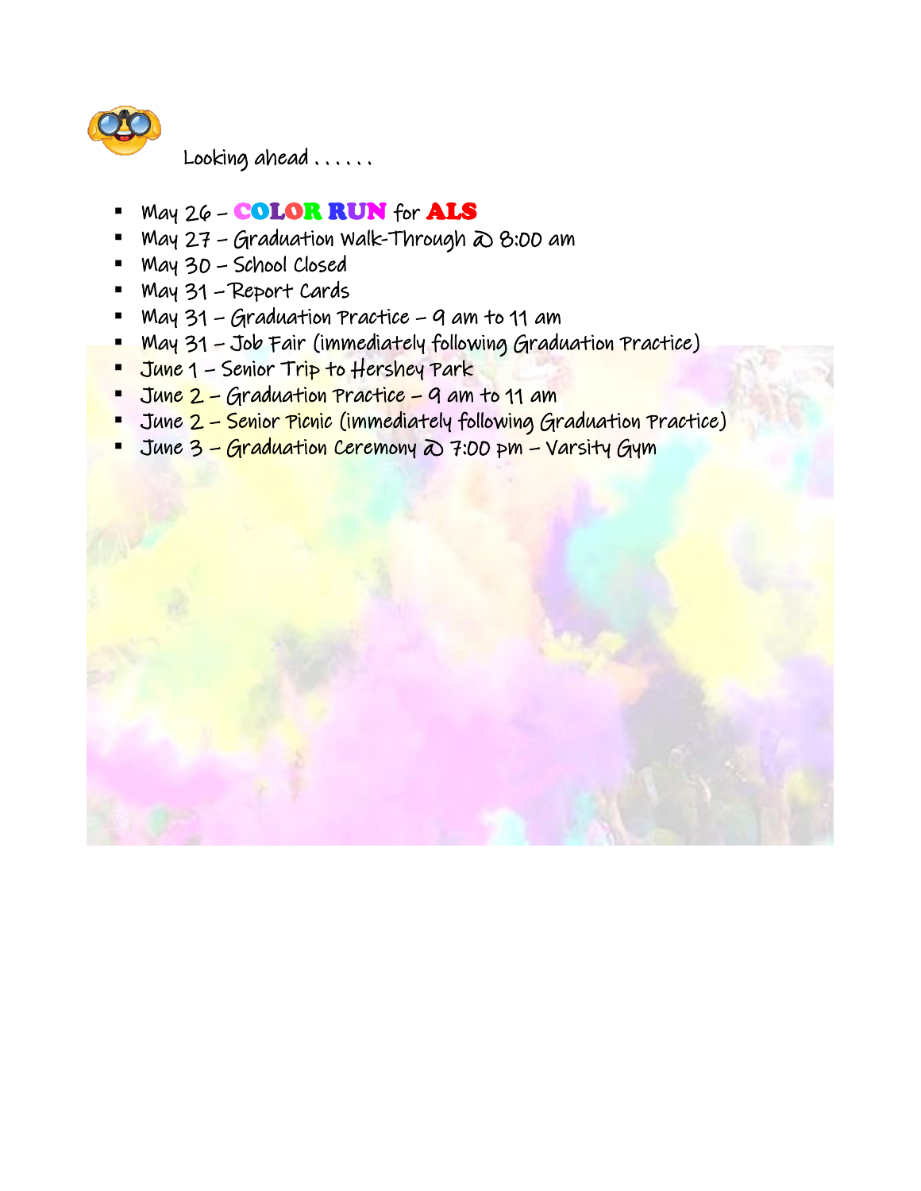Looking ahead . . . . . .

- May 26 – **COLOR RUN** for **ALS**
- May 27 – Graduation Walk-Through @ 8:00 am
- May 30 – School Closed
- May 31 – Report Cards
- May 31 – Graduation Practice – 9 am to 11 am
- May 31 – Job Fair (immediately following Graduation Practice)
- June 1 – Senior Trip to Hershey Park
- June 2 – Graduation Practice – 9 am to 11 am
- June 2 – Senior Picnic (immediately following Graduation Practice)
- June 3 – Graduation Ceremony @ 7:00 pm – Varsity Gym